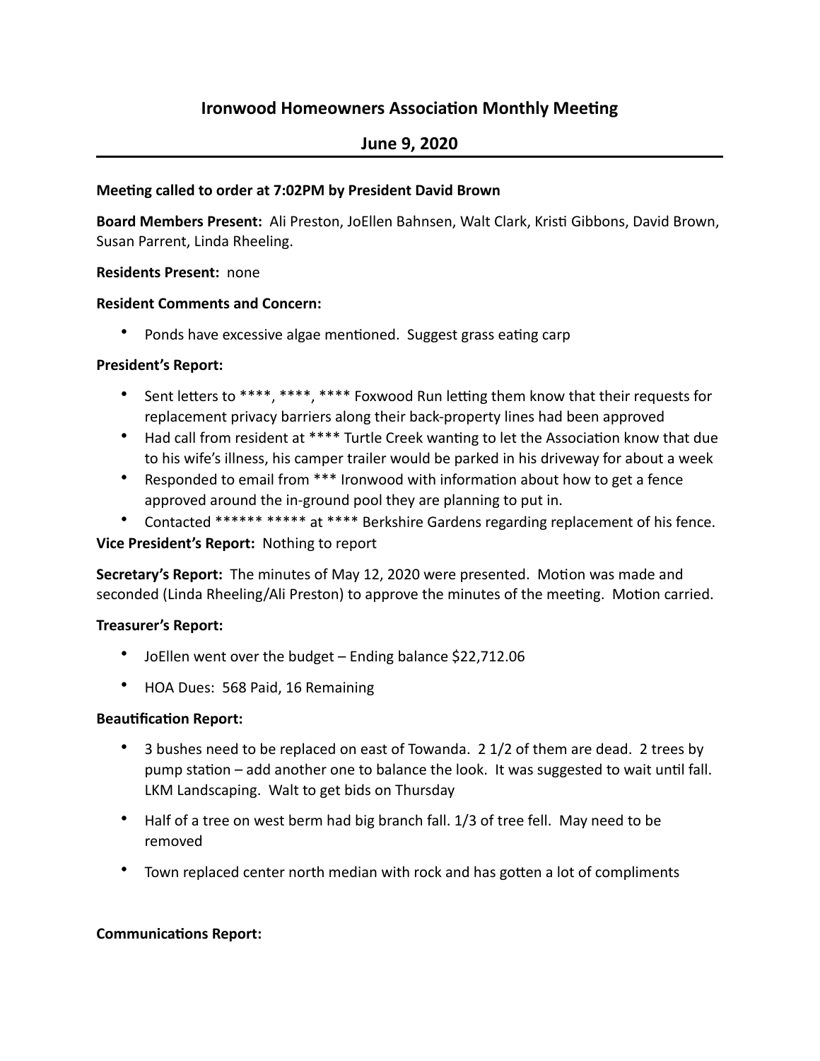# Ironwood Homeowners Association Monthly Meeting

## June 9, 2020

**Meeting called to order at 7:02PM by President David Brown**

**Board Members Present:** Ali Preston, JoEllen Bahnsen, Walt Clark, Kristi Gibbons, David Brown, Susan Parrent, Linda Rheeling.

**Residents Present:** none

**Resident Comments and Concern:**

- Ponds have excessive algae mentioned. Suggest grass eating carp

**President's Report:**

- Sent letters to ****, ****, **** Foxwood Run letting them know that their requests for replacement privacy barriers along their back-property lines had been approved
- Had call from resident at **** Turtle Creek wanting to let the Association know that due to his wife's illness, his camper trailer would be parked in his driveway for about a week
- Responded to email from *** Ironwood with information about how to get a fence approved around the in-ground pool they are planning to put in.
- Contacted ****** ***** at **** Berkshire Gardens regarding replacement of his fence.

**Vice President's Report:** Nothing to report

**Secretary's Report:** The minutes of May 12, 2020 were presented. Motion was made and seconded (Linda Rheeling/Ali Preston) to approve the minutes of the meeting. Motion carried.

**Treasurer's Report:**

- JoEllen went over the budget – Ending balance $22,712.06
- HOA Dues: 568 Paid, 16 Remaining

**Beautification Report:**

- 3 bushes need to be replaced on east of Towanda. 2 1/2 of them are dead. 2 trees by pump station – add another one to balance the look. It was suggested to wait until fall. LKM Landscaping. Walt to get bids on Thursday
- Half of a tree on west berm had big branch fall. 1/3 of tree fell. May need to be removed
- Town replaced center north median with rock and has gotten a lot of compliments

**Communications Report:**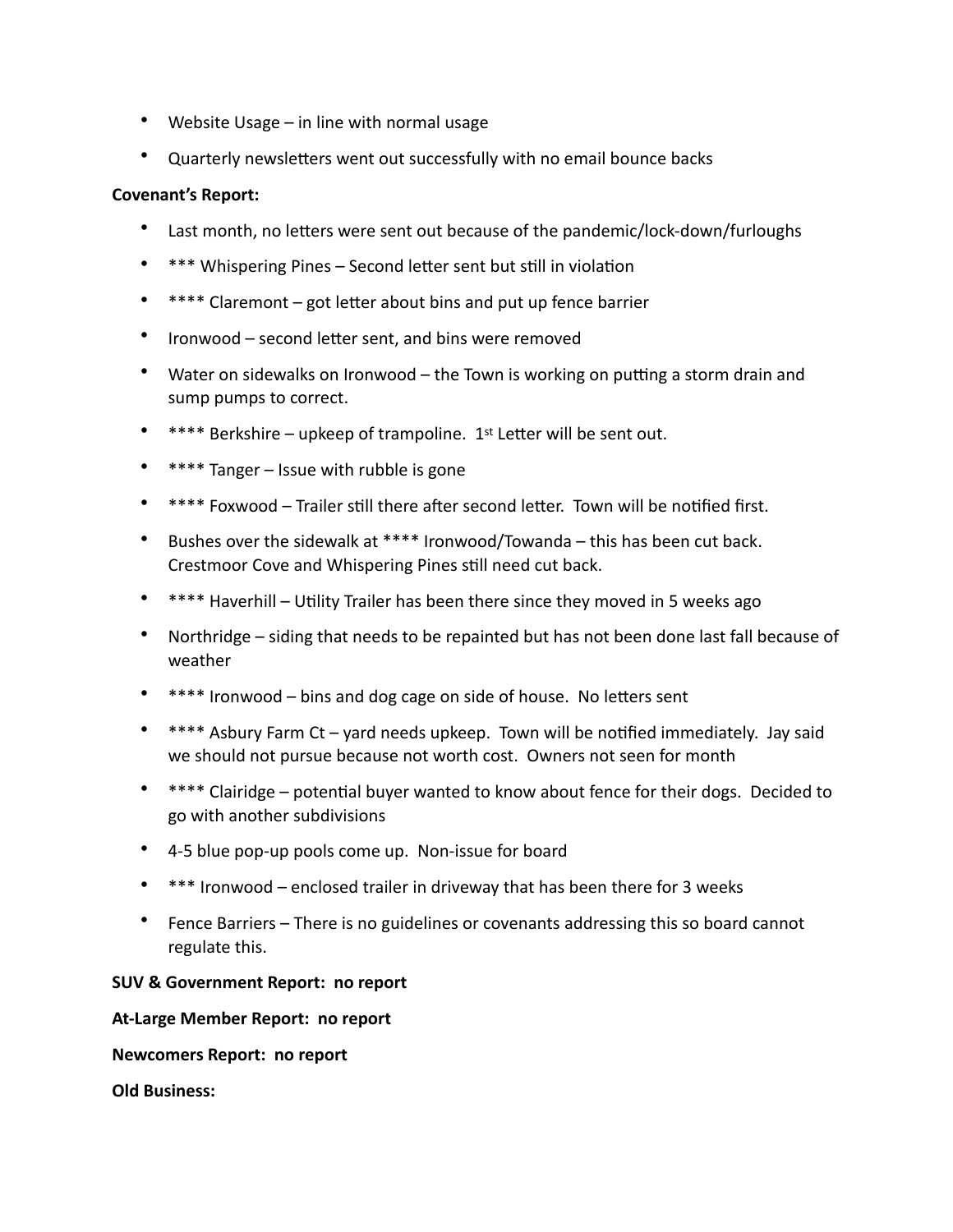- Website Usage – in line with normal usage
- Quarterly newsletters went out successfully with no email bounce backs

**Covenant's Report:**

- Last month, no letters were sent out because of the pandemic/lock-down/furloughs
- *** Whispering Pines – Second letter sent but still in violation
- **** Claremont – got letter about bins and put up fence barrier
- Ironwood – second letter sent, and bins were removed
- Water on sidewalks on Ironwood – the Town is working on putting a storm drain and sump pumps to correct.
- **** Berkshire – upkeep of trampoline. 1st Letter will be sent out.
- **** Tanger – Issue with rubble is gone
- **** Foxwood – Trailer still there after second letter. Town will be notified first.
- Bushes over the sidewalk at **** Ironwood/Towanda – this has been cut back. Crestmoor Cove and Whispering Pines still need cut back.
- **** Haverhill – Utility Trailer has been there since they moved in 5 weeks ago
- Northridge – siding that needs to be repainted but has not been done last fall because of weather
- **** Ironwood – bins and dog cage on side of house. No letters sent
- **** Asbury Farm Ct – yard needs upkeep. Town will be notified immediately. Jay said we should not pursue because not worth cost. Owners not seen for month
- **** Clairidge – potential buyer wanted to know about fence for their dogs. Decided to go with another subdivisions
- 4-5 blue pop-up pools come up. Non-issue for board
- *** Ironwood – enclosed trailer in driveway that has been there for 3 weeks
- Fence Barriers – There is no guidelines or covenants addressing this so board cannot regulate this.

**SUV & Government Report: no report**

**At-Large Member Report: no report**

**Newcomers Report: no report**

**Old Business:**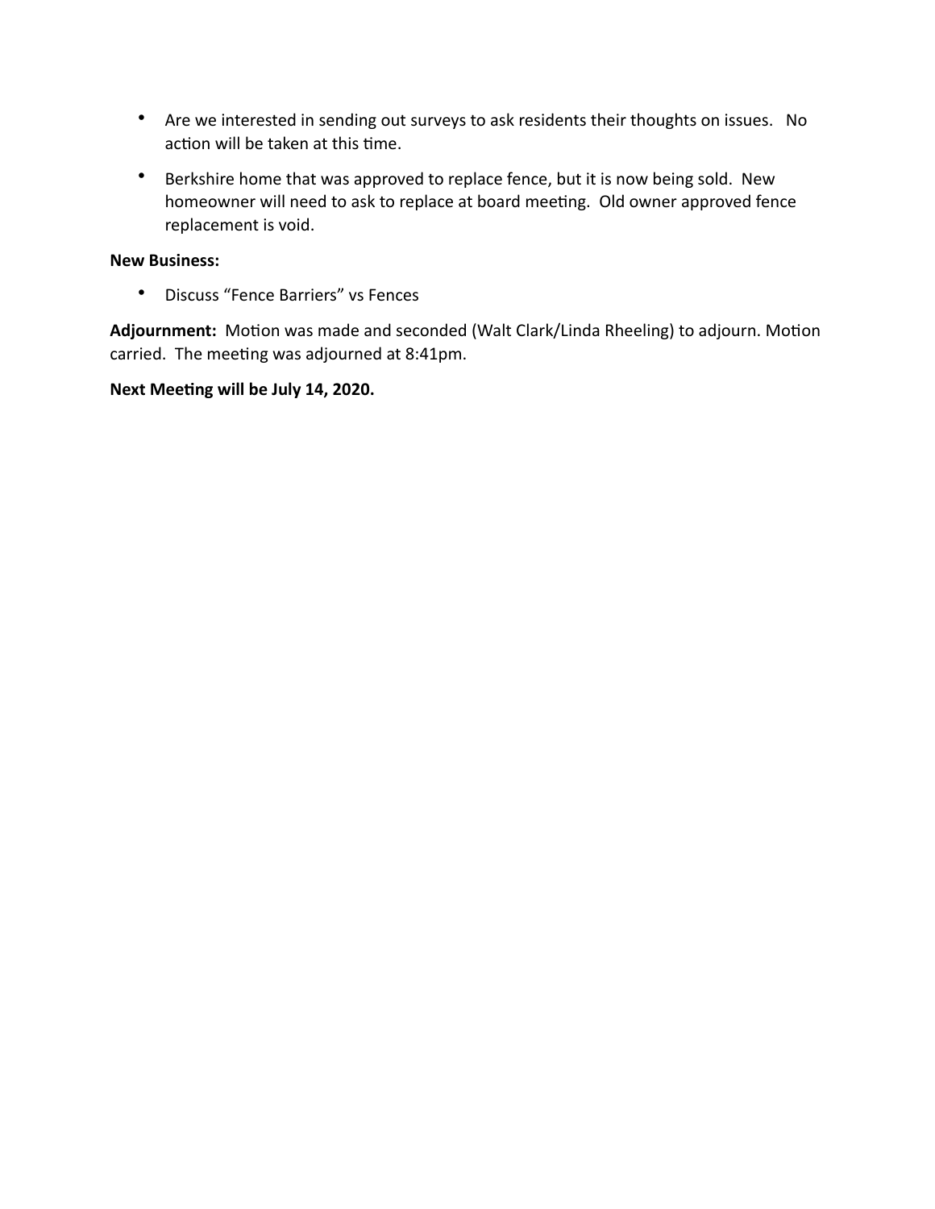- Are we interested in sending out surveys to ask residents their thoughts on issues.   No action will be taken at this time.
- Berkshire home that was approved to replace fence, but it is now being sold.  New homeowner will need to ask to replace at board meeting.  Old owner approved fence replacement is void.

**New Business:**

- Discuss “Fence Barriers” vs Fences

**Adjournment:** Motion was made and seconded (Walt Clark/Linda Rheeling) to adjourn. Motion carried.  The meeting was adjourned at 8:41pm.

**Next Meeting will be July 14, 2020.**